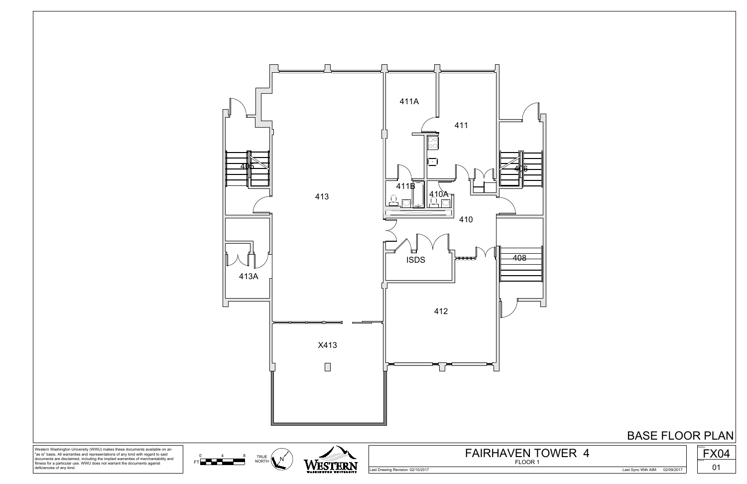411A

411

406

411B

410A

406

413

410

ISDS

408

413A

412

X413

# BASE FLOOR PLAN

Western Washington University (WWU) makes these documents available on an "as is" basis. All warranties and representations of any kind with regard to said documents are disclaimed, including the implied warranties of merchantability and fitness for a particular use. WWU does not warrant the documents against deficiencies of any kind.

0 4 8 FT

TRUE NORTH

N

WESTERN WASHINGTON UNIVERSITY

## FAIRHAVEN TOWER 4

FLOOR 1

Last Drawing Revision: 02/15/2017

Last Sync With AIM: 02/09/2017

FX04

01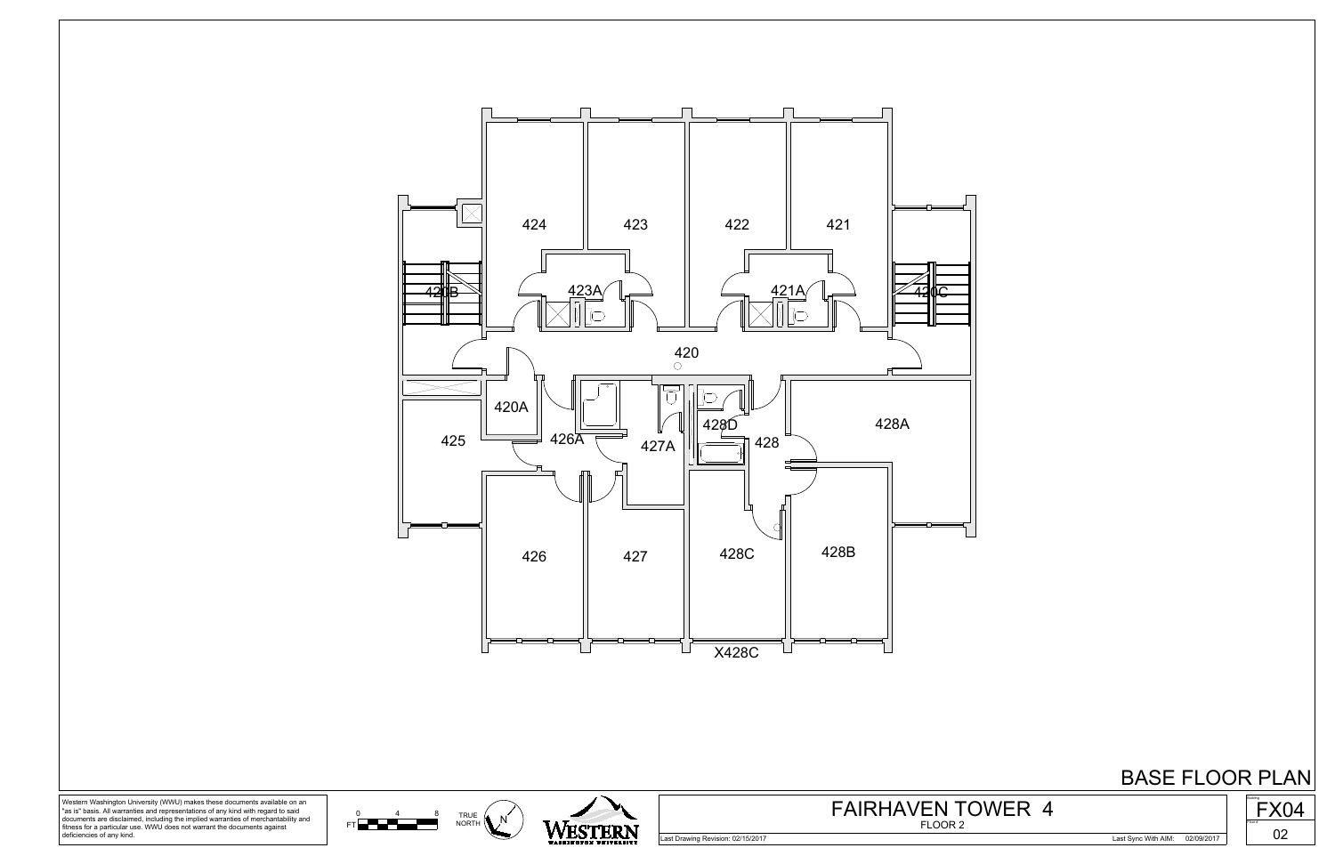424

423

422

421

423A

421A

420B

420C

420

420A

425

426A

427A

428D

428

428A

426

427

428C

428B

X428C

# BASE FLOOR PLAN

Western Washington University (WWU) makes these documents available on an "as is" basis. All warranties and representations of any kind with regard to said documents are disclaimed, including the implied warranties of merchantability and fitness for a particular use. WWU does not warrant the documents against deficiencies of any kind.

0 4 8
FT

TRUE NORTH

N

WESTERN WASHINGTON UNIVERSITY

## FAIRHAVEN TOWER 4

FLOOR 2

Last Drawing Revision: 02/15/2017

Last Sync With AIM: 02/09/2017

Building: FX04

Floor #: 02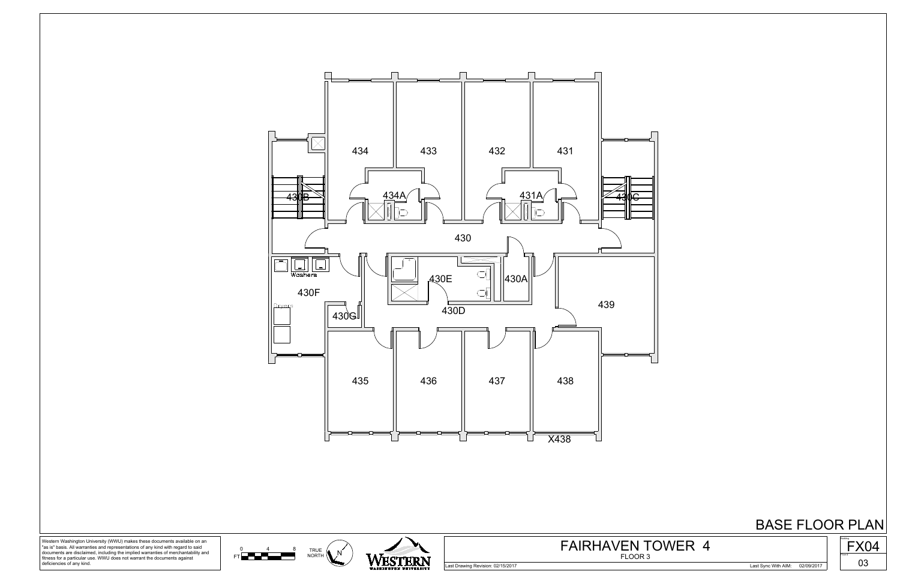434

433

432

431

430B

434A

431A

430C

430

430E

430A

Washers

430F

Dryers

439

430G

430D

435

436

437

438

X438

# BASE FLOOR PLAN

Western Washington University (WWU) makes these documents available on an "as is" basis. All warranties and representations of any kind with regard to said documents are disclaimed, including the implied warranties of merchantability and fitness for a particular use. WWU does not warrant the documents against deficiencies of any kind.

FT 0 4 8

TRUE NORTH

N

WESTERN WASHINGTON UNIVERSITY

## FAIRHAVEN TOWER 4

FLOOR 3

Last Drawing Revision: 02/15/2017

Last Sync With AIM: 02/09/2017

Building FX04

Floor # 03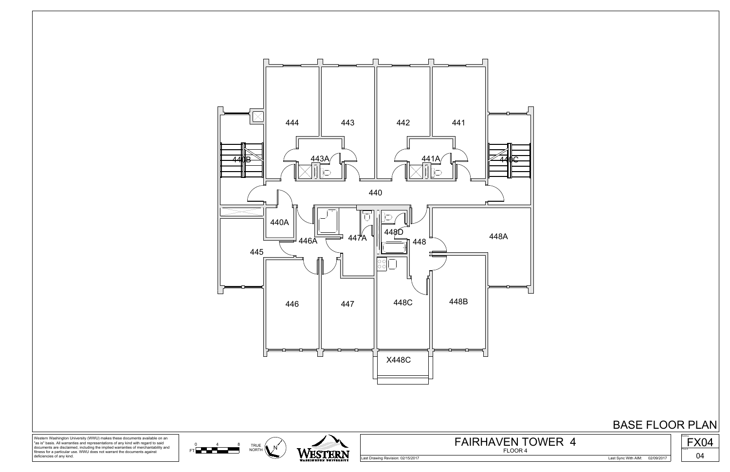444

443

442

441

443A

441A

440B

440C

440

440A

446A

447A

448D

448

448A

445

446

447

448C

448B

X448C

# BASE FLOOR PLAN

Western Washington University (WWU) makes these documents available on an "as is" basis. All warranties and representations of any kind with regard to said documents are disclaimed, including the implied warranties of merchantability and fitness for a particular use. WWU does not warrant the documents against deficiencies of any kind.

0 4 8
FT

TRUE NORTH

N

WESTERN WASHINGTON UNIVERSITY

## FAIRHAVEN TOWER 4

FLOOR 4

Last Drawing Revision: 02/15/2017

Last Sync With AIM: 02/09/2017

FX04

04